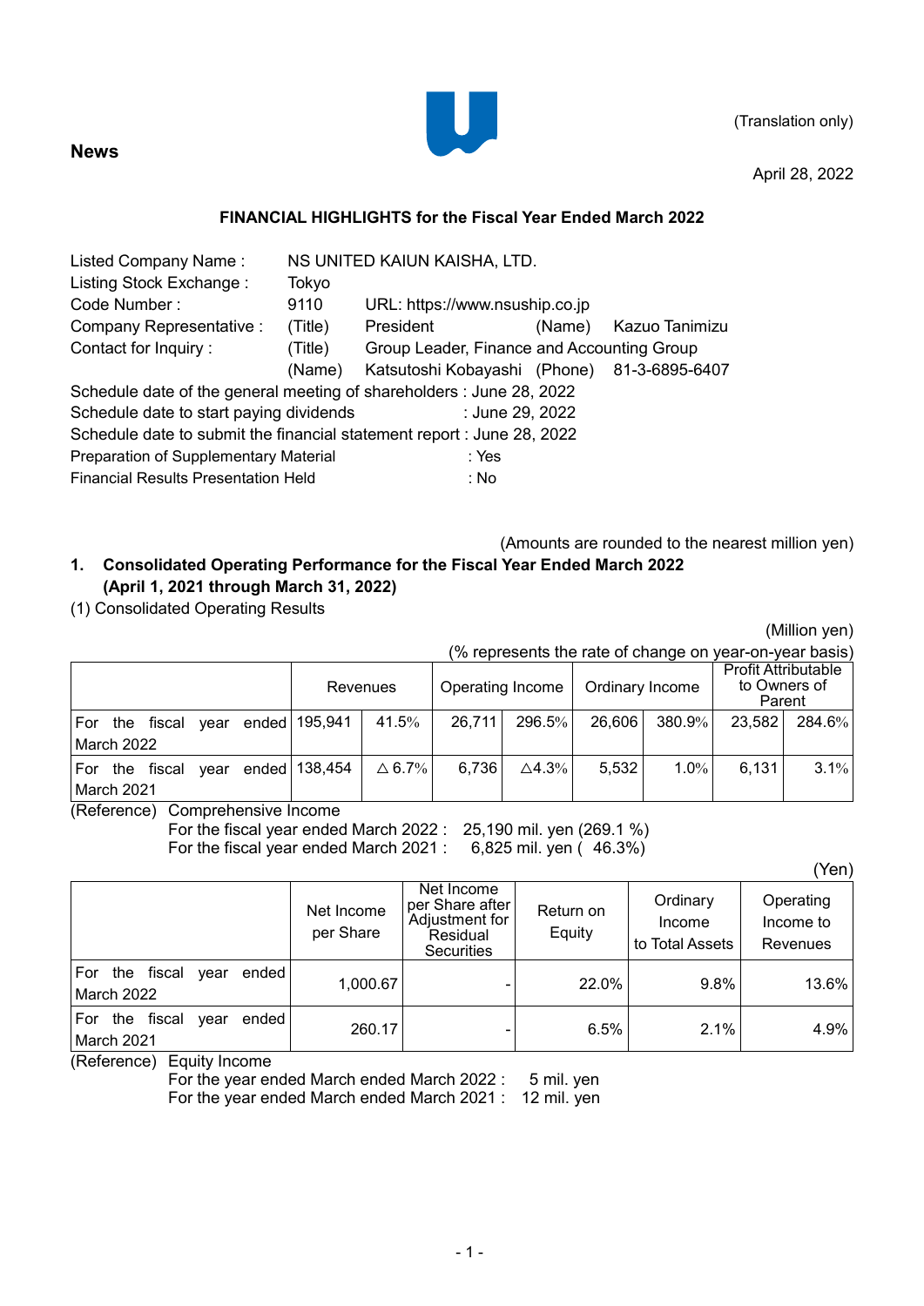**News**

(Translation only)

April 28, 2022

**FINANCIAL HIGHLIGHTS for the Fiscal Year Ended March 2022**

| | | | | |
|---|---|---|---|---|
| Listed Company Name : | NS UNITED KAIUN KAISHA, LTD. | | | |
| Listing Stock Exchange : | Tokyo | | | |
| Code Number : | 9110 | URL: https://www.nsuship.co.jp | | |
| Company Representative : | (Title) | President | (Name) | Kazuo Tanimizu |
| Contact for Inquiry : | (Title) | Group Leader, Finance and Accounting Group | | |
| | (Name) | Katsutoshi Kobayashi | (Phone) | 81-3-6895-6407 |

Schedule date of the general meeting of shareholders : June 28, 2022
Schedule date to start paying dividends : June 29, 2022
Schedule date to submit the financial statement report : June 28, 2022
Preparation of Supplementary Material : Yes
Financial Results Presentation Held : No

(Amounts are rounded to the nearest million yen)

## 1. Consolidated Operating Performance for the Fiscal Year Ended March 2022 (April 1, 2021 through March 31, 2022)

(1) Consolidated Operating Results

(Million yen)
(% represents the rate of change on year-on-year basis)

| | Revenues | | Operating Income | | Ordinary Income | | Profit Attributable to Owners of Parent | |
|---|---|---|---|---|---|---|---|---|
| For the fiscal year ended March 2022 | 195,941 | 41.5% | 26,711 | 296.5% | 26,606 | 380.9% | 23,582 | 284.6% |
| For the fiscal year ended March 2021 | 138,454 | △6.7% | 6,736 | △4.3% | 5,532 | 1.0% | 6,131 | 3.1% |

(Reference) Comprehensive Income
For the fiscal year ended March 2022 : 25,190 mil. yen (269.1 %)
For the fiscal year ended March 2021 : 6,825 mil. yen ( 46.3%)

(Yen)

| | Net Income per Share | Net Income per Share after Adjustment for Residual Securities | Return on Equity | Ordinary Income to Total Assets | Operating Income to Revenues |
|---|---|---|---|---|---|
| For the fiscal year ended March 2022 | 1,000.67 | - | 22.0% | 9.8% | 13.6% |
| For the fiscal year ended March 2021 | 260.17 | - | 6.5% | 2.1% | 4.9% |

(Reference) Equity Income
For the year ended March ended March 2022 : 5 mil. yen
For the year ended March ended March 2021 : 12 mil. yen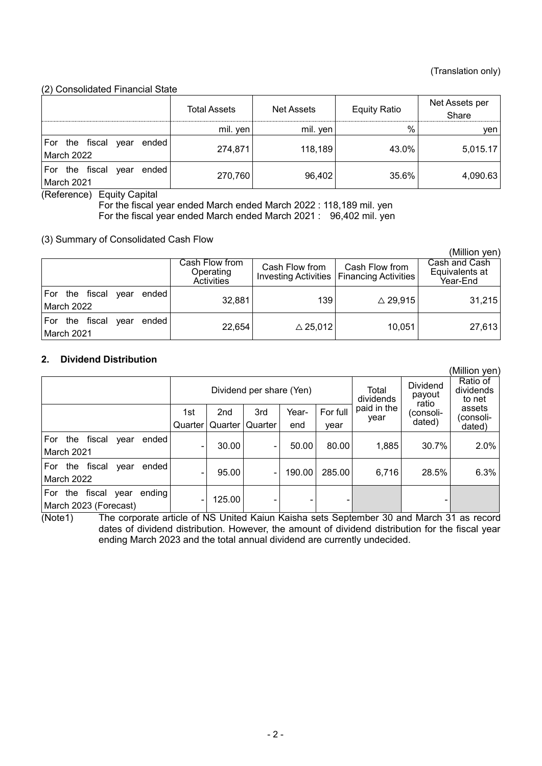(Translation only)

(2) Consolidated Financial State

| | Total Assets | Net Assets | Equity Ratio | Net Assets per Share |
|---|---|---|---|---|
| | mil. yen | mil. yen | % | yen |
| For the fiscal year ended March 2022 | 274,871 | 118,189 | 43.0% | 5,015.17 |
| For the fiscal year ended March 2021 | 270,760 | 96,402 | 35.6% | 4,090.63 |

(Reference) Equity Capital
For the fiscal year ended March ended March 2022 : 118,189 mil. yen
For the fiscal year ended March ended March 2021 : 96,402 mil. yen

(3) Summary of Consolidated Cash Flow

(Million yen)

| | Cash Flow from Operating Activities | Cash Flow from Investing Activities | Cash Flow from Financing Activities | Cash and Cash Equivalents at Year-End |
|---|---|---|---|---|
| For the fiscal year ended March 2022 | 32,881 | 139 | △ 29,915 | 31,215 |
| For the fiscal year ended March 2021 | 22,654 | △ 25,012 | 10,051 | 27,613 |

## 2. Dividend Distribution

(Million yen)

| | Dividend per share (Yen) | | | | | Total dividends paid in the year | Dividend payout ratio (consoli-dated) | Ratio of dividends to net assets (consoli-dated) |
|---|---|---|---|---|---|---|---|---|
| | 1st Quarter | 2nd Quarter | 3rd Quarter | Year-end | For full year | | | |
| For the fiscal year ended March 2021 | - | 30.00 | - | 50.00 | 80.00 | 1,885 | 30.7% | 2.0% |
| For the fiscal year ended March 2022 | - | 95.00 | - | 190.00 | 285.00 | 6,716 | 28.5% | 6.3% |
| For the fiscal year ending March 2023 (Forecast) | - | 125.00 | - | - | - | | - | |

(Note1) The corporate article of NS United Kaiun Kaisha sets September 30 and March 31 as record dates of dividend distribution. However, the amount of dividend distribution for the fiscal year ending March 2023 and the total annual dividend are currently undecided.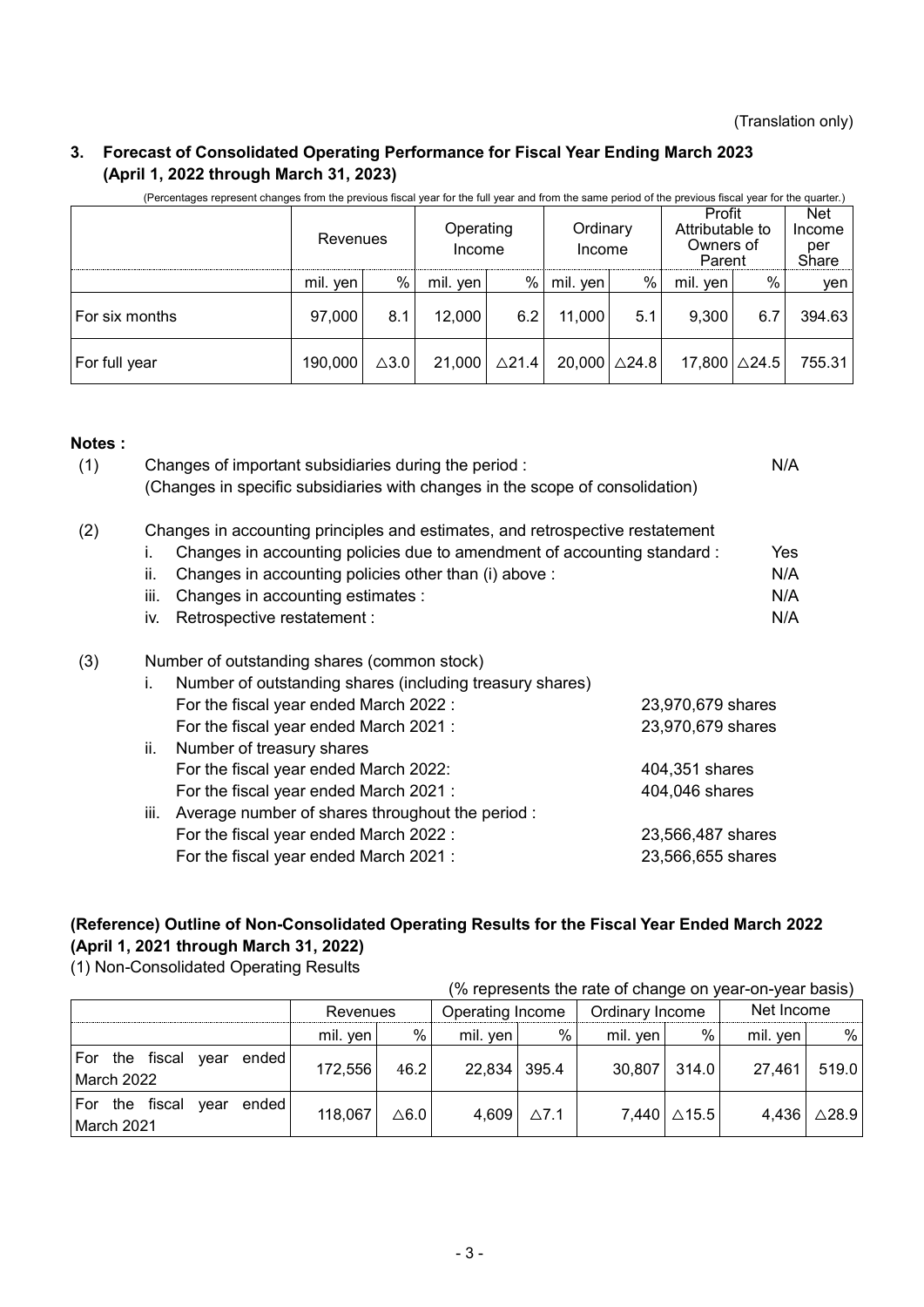(Translation only)

## 3. Forecast of Consolidated Operating Performance for Fiscal Year Ending March 2023 (April 1, 2022 through March 31, 2023)

(Percentages represent changes from the previous fiscal year for the full year and from the same period of the previous fiscal year for the quarter.)

| | Revenues | | Operating Income | | Ordinary Income | | Profit Attributable to Owners of Parent | | Net Income per Share |
|---|---|---|---|---|---|---|---|---|---|
| | mil. yen | % | mil. yen | % | mil. yen | % | mil. yen | % | yen |
| For six months | 97,000 | 8.1 | 12,000 | 6.2 | 11,000 | 5.1 | 9,300 | 6.7 | 394.63 |
| For full year | 190,000 | △3.0 | 21,000 | △21.4 | 20,000 | △24.8 | 17,800 | △24.5 | 755.31 |

**Notes :**

(1) Changes of important subsidiaries during the period : N/A
(Changes in specific subsidiaries with changes in the scope of consolidation)

(2) Changes in accounting principles and estimates, and retrospective restatement
- i. Changes in accounting policies due to amendment of accounting standard : Yes
- ii. Changes in accounting policies other than (i) above : N/A
- iii. Changes in accounting estimates : N/A
- iv. Retrospective restatement : N/A

(3) Number of outstanding shares (common stock)
- i. Number of outstanding shares (including treasury shares)
  - For the fiscal year ended March 2022 : 23,970,679 shares
  - For the fiscal year ended March 2021 : 23,970,679 shares
- ii. Number of treasury shares
  - For the fiscal year ended March 2022: 404,351 shares
  - For the fiscal year ended March 2021 : 404,046 shares
- iii. Average number of shares throughout the period :
  - For the fiscal year ended March 2022 : 23,566,487 shares
  - For the fiscal year ended March 2021 : 23,566,655 shares

## (Reference) Outline of Non-Consolidated Operating Results for the Fiscal Year Ended March 2022 (April 1, 2021 through March 31, 2022)

(1) Non-Consolidated Operating Results

(% represents the rate of change on year-on-year basis)

| | Revenues | | Operating Income | | Ordinary Income | | Net Income | |
|---|---|---|---|---|---|---|---|---|
| | mil. yen | % | mil. yen | % | mil. yen | % | mil. yen | % |
| For the fiscal year ended March 2022 | 172,556 | 46.2 | 22,834 | 395.4 | 30,807 | 314.0 | 27,461 | 519.0 |
| For the fiscal year ended March 2021 | 118,067 | △6.0 | 4,609 | △7.1 | 7,440 | △15.5 | 4,436 | △28.9 |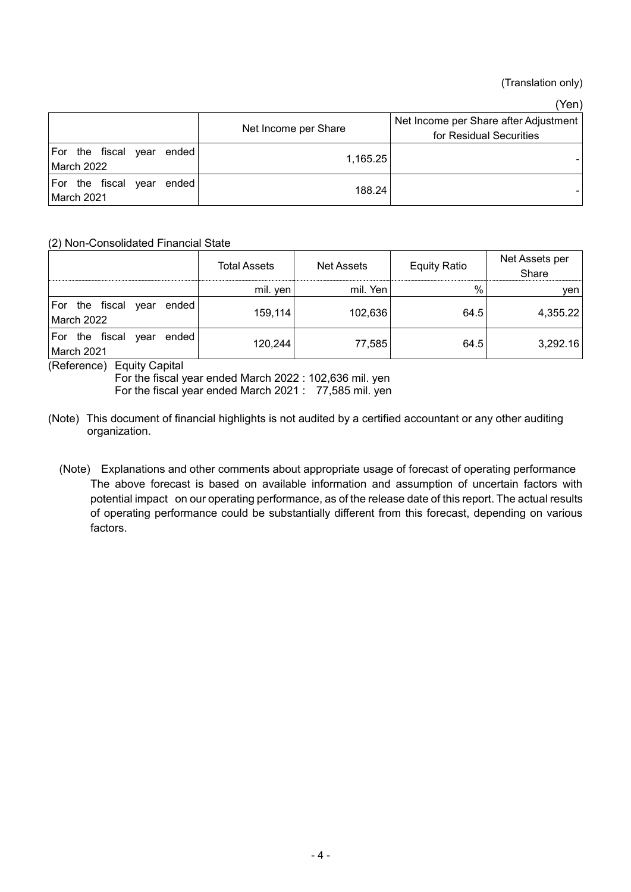(Translation only)

(Yen)

| | Net Income per Share | Net Income per Share after Adjustment for Residual Securities |
|---|---|---|
| For the fiscal year ended March 2022 | 1,165.25 | - |
| For the fiscal year ended March 2021 | 188.24 | - |

(2) Non-Consolidated Financial State

| | Total Assets | Net Assets | Equity Ratio | Net Assets per Share |
|---|---|---|---|---|
| | mil. yen | mil. Yen | % | yen |
| For the fiscal year ended March 2022 | 159,114 | 102,636 | 64.5 | 4,355.22 |
| For the fiscal year ended March 2021 | 120,244 | 77,585 | 64.5 | 3,292.16 |

(Reference) Equity Capital
For the fiscal year ended March 2022 : 102,636 mil. yen
For the fiscal year ended March 2021 : 77,585 mil. yen

(Note) This document of financial highlights is not audited by a certified accountant or any other auditing organization.

(Note) Explanations and other comments about appropriate usage of forecast of operating performance
The above forecast is based on available information and assumption of uncertain factors with potential impact on our operating performance, as of the release date of this report. The actual results of operating performance could be substantially different from this forecast, depending on various factors.